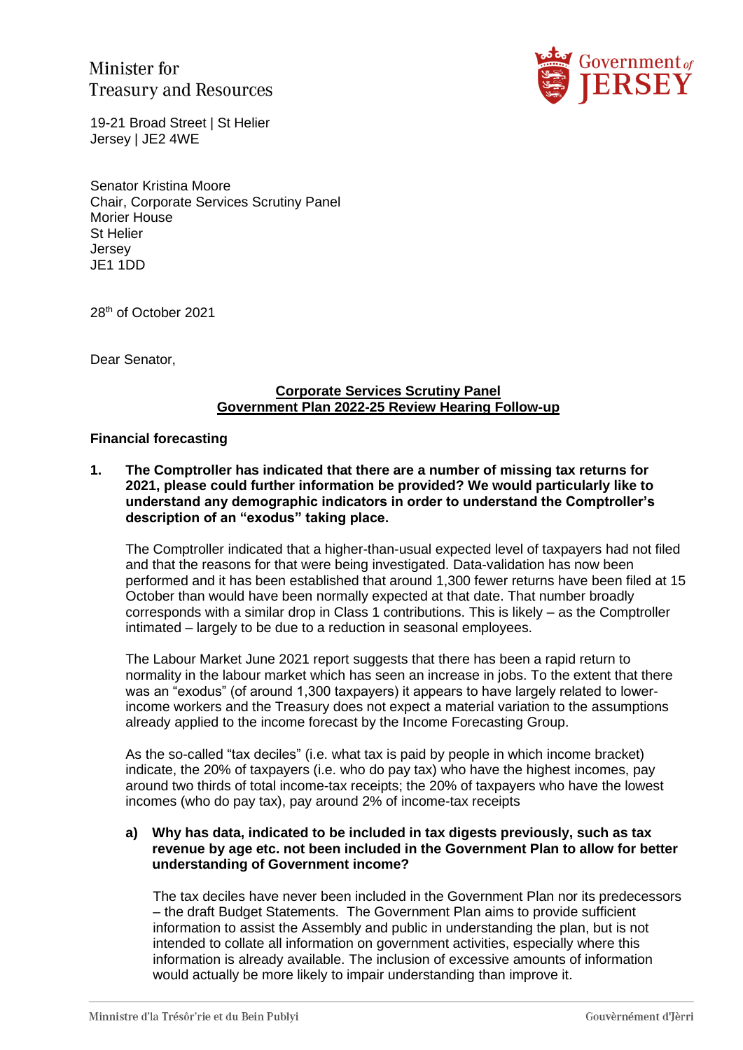Minister for
Treasury and Resources

19-21 Broad Street | St Helier
Jersey | JE2 4WE

Senator Kristina Moore
Chair, Corporate Services Scrutiny Panel
Morier House
St Helier
Jersey
JE1 1DD

28th of October 2021

Dear Senator,

**Corporate Services Scrutiny Panel**
**Government Plan 2022-25 Review Hearing Follow-up**

**Financial forecasting**

**1. The Comptroller has indicated that there are a number of missing tax returns for 2021, please could further information be provided? We would particularly like to understand any demographic indicators in order to understand the Comptroller's description of an "exodus" taking place.**

The Comptroller indicated that a higher-than-usual expected level of taxpayers had not filed and that the reasons for that were being investigated. Data-validation has now been performed and it has been established that around 1,300 fewer returns have been filed at 15 October than would have been normally expected at that date. That number broadly corresponds with a similar drop in Class 1 contributions. This is likely – as the Comptroller intimated – largely to be due to a reduction in seasonal employees.

The Labour Market June 2021 report suggests that there has been a rapid return to normality in the labour market which has seen an increase in jobs. To the extent that there was an "exodus" (of around 1,300 taxpayers) it appears to have largely related to lower-income workers and the Treasury does not expect a material variation to the assumptions already applied to the income forecast by the Income Forecasting Group.

As the so-called "tax deciles" (i.e. what tax is paid by people in which income bracket) indicate, the 20% of taxpayers (i.e. who do pay tax) who have the highest incomes, pay around two thirds of total income-tax receipts; the 20% of taxpayers who have the lowest incomes (who do pay tax), pay around 2% of income-tax receipts

**a) Why has data, indicated to be included in tax digests previously, such as tax revenue by age etc. not been included in the Government Plan to allow for better understanding of Government income?**

The tax deciles have never been included in the Government Plan nor its predecessors – the draft Budget Statements. The Government Plan aims to provide sufficient information to assist the Assembly and public in understanding the plan, but is not intended to collate all information on government activities, especially where this information is already available. The inclusion of excessive amounts of information would actually be more likely to impair understanding than improve it.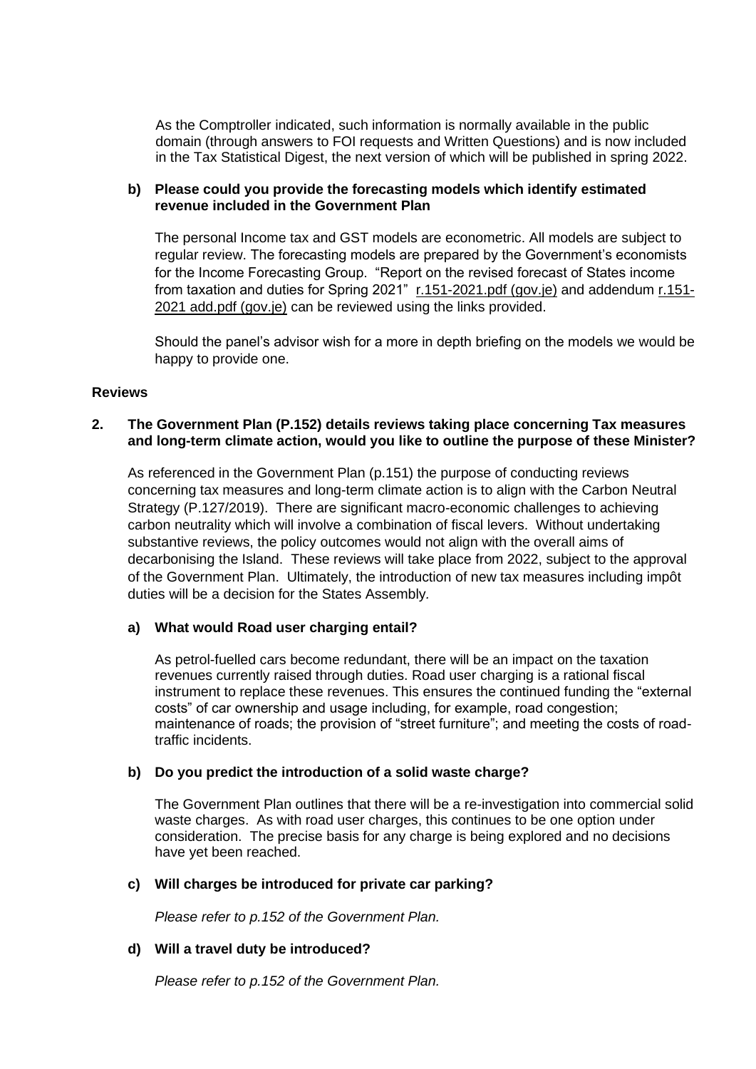As the Comptroller indicated, such information is normally available in the public domain (through answers to FOI requests and Written Questions) and is now included in the Tax Statistical Digest, the next version of which will be published in spring 2022.

**b) Please could you provide the forecasting models which identify estimated revenue included in the Government Plan**

The personal Income tax and GST models are econometric. All models are subject to regular review. The forecasting models are prepared by the Government's economists for the Income Forecasting Group. "Report on the revised forecast of States income from taxation and duties for Spring 2021" r.151-2021.pdf (gov.je) and addendum r.151-2021 add.pdf (gov.je) can be reviewed using the links provided.

Should the panel's advisor wish for a more in depth briefing on the models we would be happy to provide one.

**Reviews**

**2. The Government Plan (P.152) details reviews taking place concerning Tax measures and long-term climate action, would you like to outline the purpose of these Minister?**

As referenced in the Government Plan (p.151) the purpose of conducting reviews concerning tax measures and long-term climate action is to align with the Carbon Neutral Strategy (P.127/2019). There are significant macro-economic challenges to achieving carbon neutrality which will involve a combination of fiscal levers. Without undertaking substantive reviews, the policy outcomes would not align with the overall aims of decarbonising the Island. These reviews will take place from 2022, subject to the approval of the Government Plan. Ultimately, the introduction of new tax measures including impôt duties will be a decision for the States Assembly.

**a) What would Road user charging entail?**

As petrol-fuelled cars become redundant, there will be an impact on the taxation revenues currently raised through duties. Road user charging is a rational fiscal instrument to replace these revenues. This ensures the continued funding the "external costs" of car ownership and usage including, for example, road congestion; maintenance of roads; the provision of "street furniture"; and meeting the costs of road-traffic incidents.

**b) Do you predict the introduction of a solid waste charge?**

The Government Plan outlines that there will be a re-investigation into commercial solid waste charges. As with road user charges, this continues to be one option under consideration. The precise basis for any charge is being explored and no decisions have yet been reached.

**c) Will charges be introduced for private car parking?**

*Please refer to p.152 of the Government Plan.*

**d) Will a travel duty be introduced?**

*Please refer to p.152 of the Government Plan.*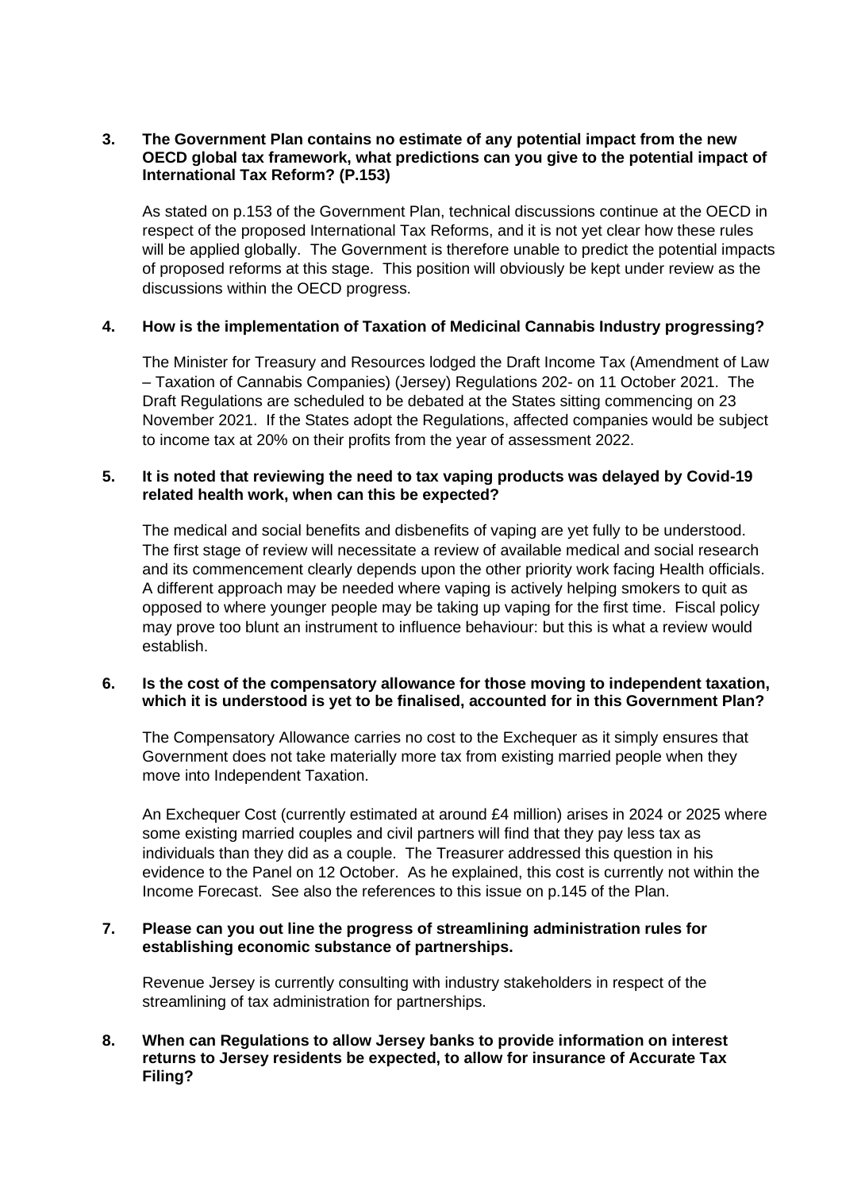**3. The Government Plan contains no estimate of any potential impact from the new OECD global tax framework, what predictions can you give to the potential impact of International Tax Reform? (P.153)**

As stated on p.153 of the Government Plan, technical discussions continue at the OECD in respect of the proposed International Tax Reforms, and it is not yet clear how these rules will be applied globally. The Government is therefore unable to predict the potential impacts of proposed reforms at this stage. This position will obviously be kept under review as the discussions within the OECD progress.

**4. How is the implementation of Taxation of Medicinal Cannabis Industry progressing?**

The Minister for Treasury and Resources lodged the Draft Income Tax (Amendment of Law – Taxation of Cannabis Companies) (Jersey) Regulations 202- on 11 October 2021. The Draft Regulations are scheduled to be debated at the States sitting commencing on 23 November 2021. If the States adopt the Regulations, affected companies would be subject to income tax at 20% on their profits from the year of assessment 2022.

**5. It is noted that reviewing the need to tax vaping products was delayed by Covid-19 related health work, when can this be expected?**

The medical and social benefits and disbenefits of vaping are yet fully to be understood. The first stage of review will necessitate a review of available medical and social research and its commencement clearly depends upon the other priority work facing Health officials. A different approach may be needed where vaping is actively helping smokers to quit as opposed to where younger people may be taking up vaping for the first time. Fiscal policy may prove too blunt an instrument to influence behaviour: but this is what a review would establish.

**6. Is the cost of the compensatory allowance for those moving to independent taxation, which it is understood is yet to be finalised, accounted for in this Government Plan?**

The Compensatory Allowance carries no cost to the Exchequer as it simply ensures that Government does not take materially more tax from existing married people when they move into Independent Taxation.

An Exchequer Cost (currently estimated at around £4 million) arises in 2024 or 2025 where some existing married couples and civil partners will find that they pay less tax as individuals than they did as a couple. The Treasurer addressed this question in his evidence to the Panel on 12 October. As he explained, this cost is currently not within the Income Forecast. See also the references to this issue on p.145 of the Plan.

**7. Please can you out line the progress of streamlining administration rules for establishing economic substance of partnerships.**

Revenue Jersey is currently consulting with industry stakeholders in respect of the streamlining of tax administration for partnerships.

**8. When can Regulations to allow Jersey banks to provide information on interest returns to Jersey residents be expected, to allow for insurance of Accurate Tax Filing?**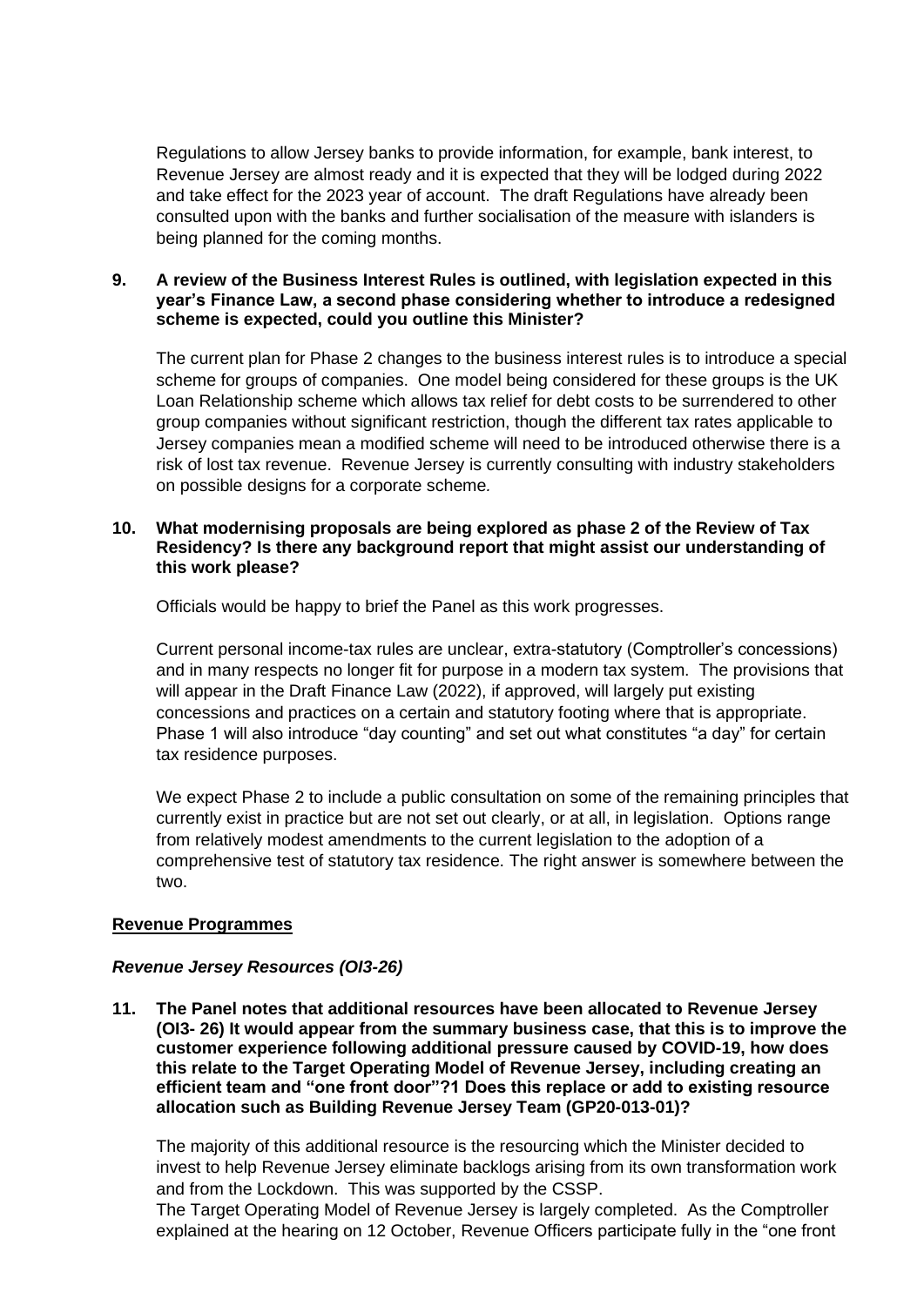Regulations to allow Jersey banks to provide information, for example, bank interest, to Revenue Jersey are almost ready and it is expected that they will be lodged during 2022 and take effect for the 2023 year of account. The draft Regulations have already been consulted upon with the banks and further socialisation of the measure with islanders is being planned for the coming months.

**9. A review of the Business Interest Rules is outlined, with legislation expected in this year's Finance Law, a second phase considering whether to introduce a redesigned scheme is expected, could you outline this Minister?**

The current plan for Phase 2 changes to the business interest rules is to introduce a special scheme for groups of companies. One model being considered for these groups is the UK Loan Relationship scheme which allows tax relief for debt costs to be surrendered to other group companies without significant restriction, though the different tax rates applicable to Jersey companies mean a modified scheme will need to be introduced otherwise there is a risk of lost tax revenue. Revenue Jersey is currently consulting with industry stakeholders on possible designs for a corporate scheme.

**10. What modernising proposals are being explored as phase 2 of the Review of Tax Residency? Is there any background report that might assist our understanding of this work please?**

Officials would be happy to brief the Panel as this work progresses.

Current personal income-tax rules are unclear, extra-statutory (Comptroller's concessions) and in many respects no longer fit for purpose in a modern tax system. The provisions that will appear in the Draft Finance Law (2022), if approved, will largely put existing concessions and practices on a certain and statutory footing where that is appropriate. Phase 1 will also introduce "day counting" and set out what constitutes "a day" for certain tax residence purposes.

We expect Phase 2 to include a public consultation on some of the remaining principles that currently exist in practice but are not set out clearly, or at all, in legislation. Options range from relatively modest amendments to the current legislation to the adoption of a comprehensive test of statutory tax residence. The right answer is somewhere between the two.

**Revenue Programmes**

***Revenue Jersey Resources (OI3-26)***

**11. The Panel notes that additional resources have been allocated to Revenue Jersey (OI3- 26) It would appear from the summary business case, that this is to improve the customer experience following additional pressure caused by COVID-19, how does this relate to the Target Operating Model of Revenue Jersey, including creating an efficient team and "one front door"?[1] Does this replace or add to existing resource allocation such as Building Revenue Jersey Team (GP20-013-01)?**

The majority of this additional resource is the resourcing which the Minister decided to invest to help Revenue Jersey eliminate backlogs arising from its own transformation work and from the Lockdown. This was supported by the CSSP.
The Target Operating Model of Revenue Jersey is largely completed. As the Comptroller explained at the hearing on 12 October, Revenue Officers participate fully in the "one front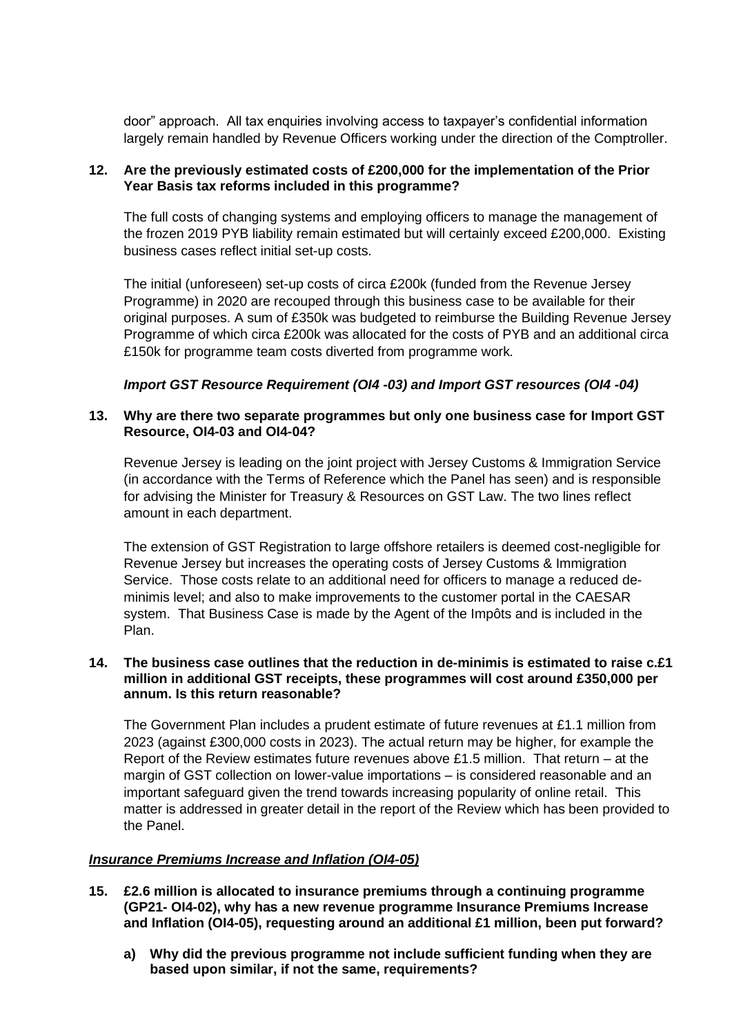door" approach. All tax enquiries involving access to taxpayer's confidential information largely remain handled by Revenue Officers working under the direction of the Comptroller.

**12. Are the previously estimated costs of £200,000 for the implementation of the Prior Year Basis tax reforms included in this programme?**

The full costs of changing systems and employing officers to manage the management of the frozen 2019 PYB liability remain estimated but will certainly exceed £200,000. Existing business cases reflect initial set-up costs.

The initial (unforeseen) set-up costs of circa £200k (funded from the Revenue Jersey Programme) in 2020 are recouped through this business case to be available for their original purposes. A sum of £350k was budgeted to reimburse the Building Revenue Jersey Programme of which circa £200k was allocated for the costs of PYB and an additional circa £150k for programme team costs diverted from programme work.

***Import GST Resource Requirement (OI4 -03) and Import GST resources (OI4 -04)***

**13. Why are there two separate programmes but only one business case for Import GST Resource, OI4-03 and OI4-04?**

Revenue Jersey is leading on the joint project with Jersey Customs & Immigration Service (in accordance with the Terms of Reference which the Panel has seen) and is responsible for advising the Minister for Treasury & Resources on GST Law. The two lines reflect amount in each department.

The extension of GST Registration to large offshore retailers is deemed cost-negligible for Revenue Jersey but increases the operating costs of Jersey Customs & Immigration Service. Those costs relate to an additional need for officers to manage a reduced de-minimis level; and also to make improvements to the customer portal in the CAESAR system. That Business Case is made by the Agent of the Impôts and is included in the Plan.

**14. The business case outlines that the reduction in de-minimis is estimated to raise c.£1 million in additional GST receipts, these programmes will cost around £350,000 per annum. Is this return reasonable?**

The Government Plan includes a prudent estimate of future revenues at £1.1 million from 2023 (against £300,000 costs in 2023). The actual return may be higher, for example the Report of the Review estimates future revenues above £1.5 million. That return – at the margin of GST collection on lower-value importations – is considered reasonable and an important safeguard given the trend towards increasing popularity of online retail. This matter is addressed in greater detail in the report of the Review which has been provided to the Panel.

***Insurance Premiums Increase and Inflation (OI4-05)***

**15. £2.6 million is allocated to insurance premiums through a continuing programme (GP21- OI4-02), why has a new revenue programme Insurance Premiums Increase and Inflation (OI4-05), requesting around an additional £1 million, been put forward?**

**a) Why did the previous programme not include sufficient funding when they are based upon similar, if not the same, requirements?**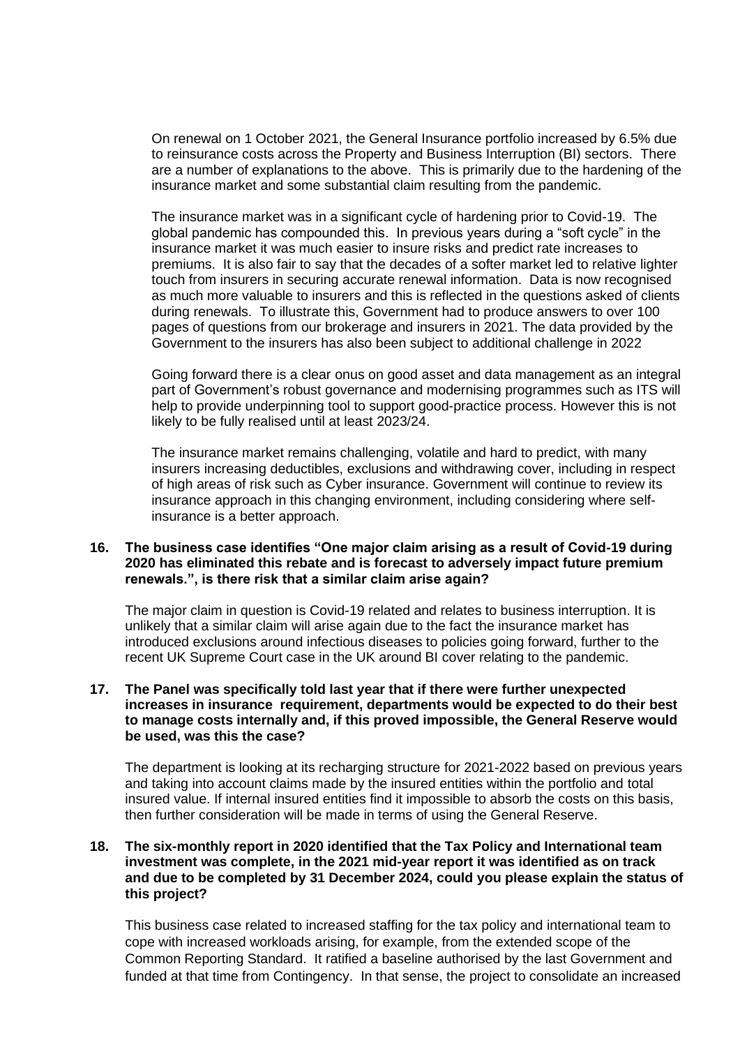On renewal on 1 October 2021, the General Insurance portfolio increased by 6.5% due to reinsurance costs across the Property and Business Interruption (BI) sectors. There are a number of explanations to the above. This is primarily due to the hardening of the insurance market and some substantial claim resulting from the pandemic.

The insurance market was in a significant cycle of hardening prior to Covid-19. The global pandemic has compounded this. In previous years during a "soft cycle" in the insurance market it was much easier to insure risks and predict rate increases to premiums. It is also fair to say that the decades of a softer market led to relative lighter touch from insurers in securing accurate renewal information. Data is now recognised as much more valuable to insurers and this is reflected in the questions asked of clients during renewals. To illustrate this, Government had to produce answers to over 100 pages of questions from our brokerage and insurers in 2021. The data provided by the Government to the insurers has also been subject to additional challenge in 2022

Going forward there is a clear onus on good asset and data management as an integral part of Government's robust governance and modernising programmes such as ITS will help to provide underpinning tool to support good-practice process. However this is not likely to be fully realised until at least 2023/24.

The insurance market remains challenging, volatile and hard to predict, with many insurers increasing deductibles, exclusions and withdrawing cover, including in respect of high areas of risk such as Cyber insurance. Government will continue to review its insurance approach in this changing environment, including considering where self-insurance is a better approach.

**16. The business case identifies "One major claim arising as a result of Covid-19 during 2020 has eliminated this rebate and is forecast to adversely impact future premium renewals.", is there risk that a similar claim arise again?**

The major claim in question is Covid-19 related and relates to business interruption. It is unlikely that a similar claim will arise again due to the fact the insurance market has introduced exclusions around infectious diseases to policies going forward, further to the recent UK Supreme Court case in the UK around BI cover relating to the pandemic.

**17. The Panel was specifically told last year that if there were further unexpected increases in insurance requirement, departments would be expected to do their best to manage costs internally and, if this proved impossible, the General Reserve would be used, was this the case?**

The department is looking at its recharging structure for 2021-2022 based on previous years and taking into account claims made by the insured entities within the portfolio and total insured value. If internal insured entities find it impossible to absorb the costs on this basis, then further consideration will be made in terms of using the General Reserve.

**18. The six-monthly report in 2020 identified that the Tax Policy and International team investment was complete, in the 2021 mid-year report it was identified as on track and due to be completed by 31 December 2024, could you please explain the status of this project?**

This business case related to increased staffing for the tax policy and international team to cope with increased workloads arising, for example, from the extended scope of the Common Reporting Standard. It ratified a baseline authorised by the last Government and funded at that time from Contingency. In that sense, the project to consolidate an increased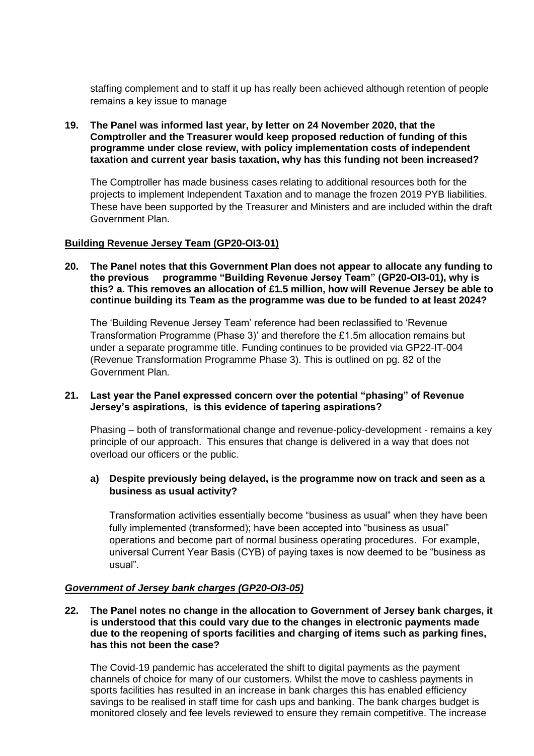staffing complement and to staff it up has really been achieved although retention of people remains a key issue to manage

**19. The Panel was informed last year, by letter on 24 November 2020, that the Comptroller and the Treasurer would keep proposed reduction of funding of this programme under close review, with policy implementation costs of independent taxation and current year basis taxation, why has this funding not been increased?**

The Comptroller has made business cases relating to additional resources both for the projects to implement Independent Taxation and to manage the frozen 2019 PYB liabilities. These have been supported by the Treasurer and Ministers and are included within the draft Government Plan.

**Building Revenue Jersey Team (GP20-OI3-01)**

**20. The Panel notes that this Government Plan does not appear to allocate any funding to the previous programme "Building Revenue Jersey Team" (GP20-OI3-01), why is this? a. This removes an allocation of £1.5 million, how will Revenue Jersey be able to continue building its Team as the programme was due to be funded to at least 2024?**

The 'Building Revenue Jersey Team' reference had been reclassified to 'Revenue Transformation Programme (Phase 3)' and therefore the £1.5m allocation remains but under a separate programme title. Funding continues to be provided via GP22-IT-004 (Revenue Transformation Programme Phase 3). This is outlined on pg. 82 of the Government Plan.

**21. Last year the Panel expressed concern over the potential "phasing" of Revenue Jersey's aspirations, is this evidence of tapering aspirations?**

Phasing – both of transformational change and revenue-policy-development - remains a key principle of our approach. This ensures that change is delivered in a way that does not overload our officers or the public.

**a) Despite previously being delayed, is the programme now on track and seen as a business as usual activity?**

Transformation activities essentially become "business as usual" when they have been fully implemented (transformed); have been accepted into "business as usual" operations and become part of normal business operating procedures. For example, universal Current Year Basis (CYB) of paying taxes is now deemed to be "business as usual".

***Government of Jersey bank charges (GP20-OI3-05)***

**22. The Panel notes no change in the allocation to Government of Jersey bank charges, it is understood that this could vary due to the changes in electronic payments made due to the reopening of sports facilities and charging of items such as parking fines, has this not been the case?**

The Covid-19 pandemic has accelerated the shift to digital payments as the payment channels of choice for many of our customers. Whilst the move to cashless payments in sports facilities has resulted in an increase in bank charges this has enabled efficiency savings to be realised in staff time for cash ups and banking. The bank charges budget is monitored closely and fee levels reviewed to ensure they remain competitive. The increase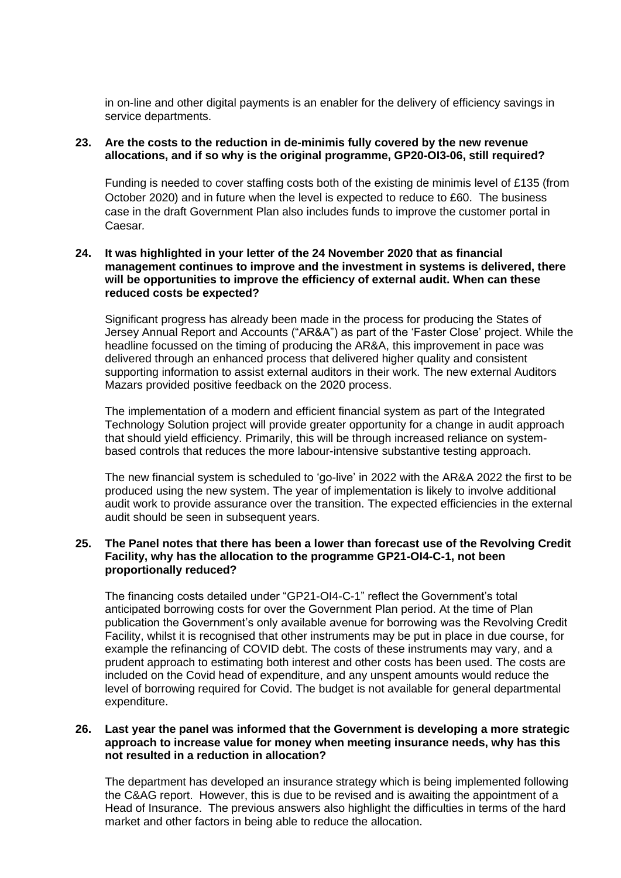in on-line and other digital payments is an enabler for the delivery of efficiency savings in service departments.

**23. Are the costs to the reduction in de-minimis fully covered by the new revenue allocations, and if so why is the original programme, GP20-OI3-06, still required?**

Funding is needed to cover staffing costs both of the existing de minimis level of £135 (from October 2020) and in future when the level is expected to reduce to £60. The business case in the draft Government Plan also includes funds to improve the customer portal in Caesar.

**24. It was highlighted in your letter of the 24 November 2020 that as financial management continues to improve and the investment in systems is delivered, there will be opportunities to improve the efficiency of external audit. When can these reduced costs be expected?**

Significant progress has already been made in the process for producing the States of Jersey Annual Report and Accounts ("AR&A") as part of the 'Faster Close' project. While the headline focussed on the timing of producing the AR&A, this improvement in pace was delivered through an enhanced process that delivered higher quality and consistent supporting information to assist external auditors in their work. The new external Auditors Mazars provided positive feedback on the 2020 process.

The implementation of a modern and efficient financial system as part of the Integrated Technology Solution project will provide greater opportunity for a change in audit approach that should yield efficiency. Primarily, this will be through increased reliance on system-based controls that reduces the more labour-intensive substantive testing approach.

The new financial system is scheduled to 'go-live' in 2022 with the AR&A 2022 the first to be produced using the new system. The year of implementation is likely to involve additional audit work to provide assurance over the transition. The expected efficiencies in the external audit should be seen in subsequent years.

**25. The Panel notes that there has been a lower than forecast use of the Revolving Credit Facility, why has the allocation to the programme GP21-OI4-C-1, not been proportionally reduced?**

The financing costs detailed under "GP21-OI4-C-1" reflect the Government's total anticipated borrowing costs for over the Government Plan period. At the time of Plan publication the Government's only available avenue for borrowing was the Revolving Credit Facility, whilst it is recognised that other instruments may be put in place in due course, for example the refinancing of COVID debt. The costs of these instruments may vary, and a prudent approach to estimating both interest and other costs has been used. The costs are included on the Covid head of expenditure, and any unspent amounts would reduce the level of borrowing required for Covid. The budget is not available for general departmental expenditure.

**26. Last year the panel was informed that the Government is developing a more strategic approach to increase value for money when meeting insurance needs, why has this not resulted in a reduction in allocation?**

The department has developed an insurance strategy which is being implemented following the C&AG report. However, this is due to be revised and is awaiting the appointment of a Head of Insurance. The previous answers also highlight the difficulties in terms of the hard market and other factors in being able to reduce the allocation.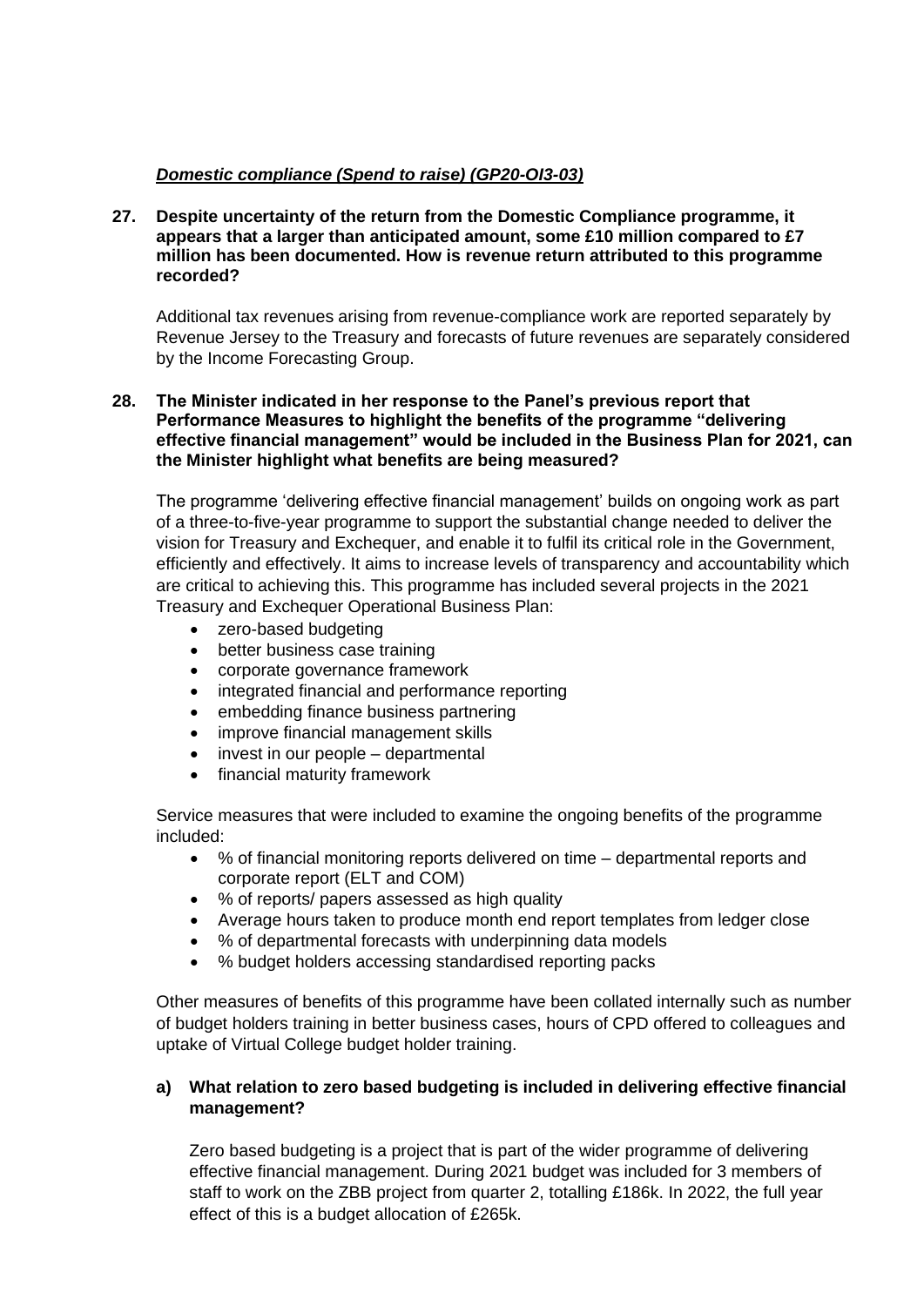***Domestic compliance (Spend to raise) (GP20-OI3-03)***

**27. Despite uncertainty of the return from the Domestic Compliance programme, it appears that a larger than anticipated amount, some £10 million compared to £7 million has been documented. How is revenue return attributed to this programme recorded?**

Additional tax revenues arising from revenue-compliance work are reported separately by Revenue Jersey to the Treasury and forecasts of future revenues are separately considered by the Income Forecasting Group.

**28. The Minister indicated in her response to the Panel's previous report that Performance Measures to highlight the benefits of the programme "delivering effective financial management" would be included in the Business Plan for 2021, can the Minister highlight what benefits are being measured?**

The programme 'delivering effective financial management' builds on ongoing work as part of a three-to-five-year programme to support the substantial change needed to deliver the vision for Treasury and Exchequer, and enable it to fulfil its critical role in the Government, efficiently and effectively. It aims to increase levels of transparency and accountability which are critical to achieving this. This programme has included several projects in the 2021 Treasury and Exchequer Operational Business Plan:

- zero-based budgeting
- better business case training
- corporate governance framework
- integrated financial and performance reporting
- embedding finance business partnering
- improve financial management skills
- invest in our people – departmental
- financial maturity framework

Service measures that were included to examine the ongoing benefits of the programme included:

- % of financial monitoring reports delivered on time – departmental reports and corporate report (ELT and COM)
- % of reports/ papers assessed as high quality
- Average hours taken to produce month end report templates from ledger close
- % of departmental forecasts with underpinning data models
- % budget holders accessing standardised reporting packs

Other measures of benefits of this programme have been collated internally such as number of budget holders training in better business cases, hours of CPD offered to colleagues and uptake of Virtual College budget holder training.

**a) What relation to zero based budgeting is included in delivering effective financial management?**

Zero based budgeting is a project that is part of the wider programme of delivering effective financial management. During 2021 budget was included for 3 members of staff to work on the ZBB project from quarter 2, totalling £186k. In 2022, the full year effect of this is a budget allocation of £265k.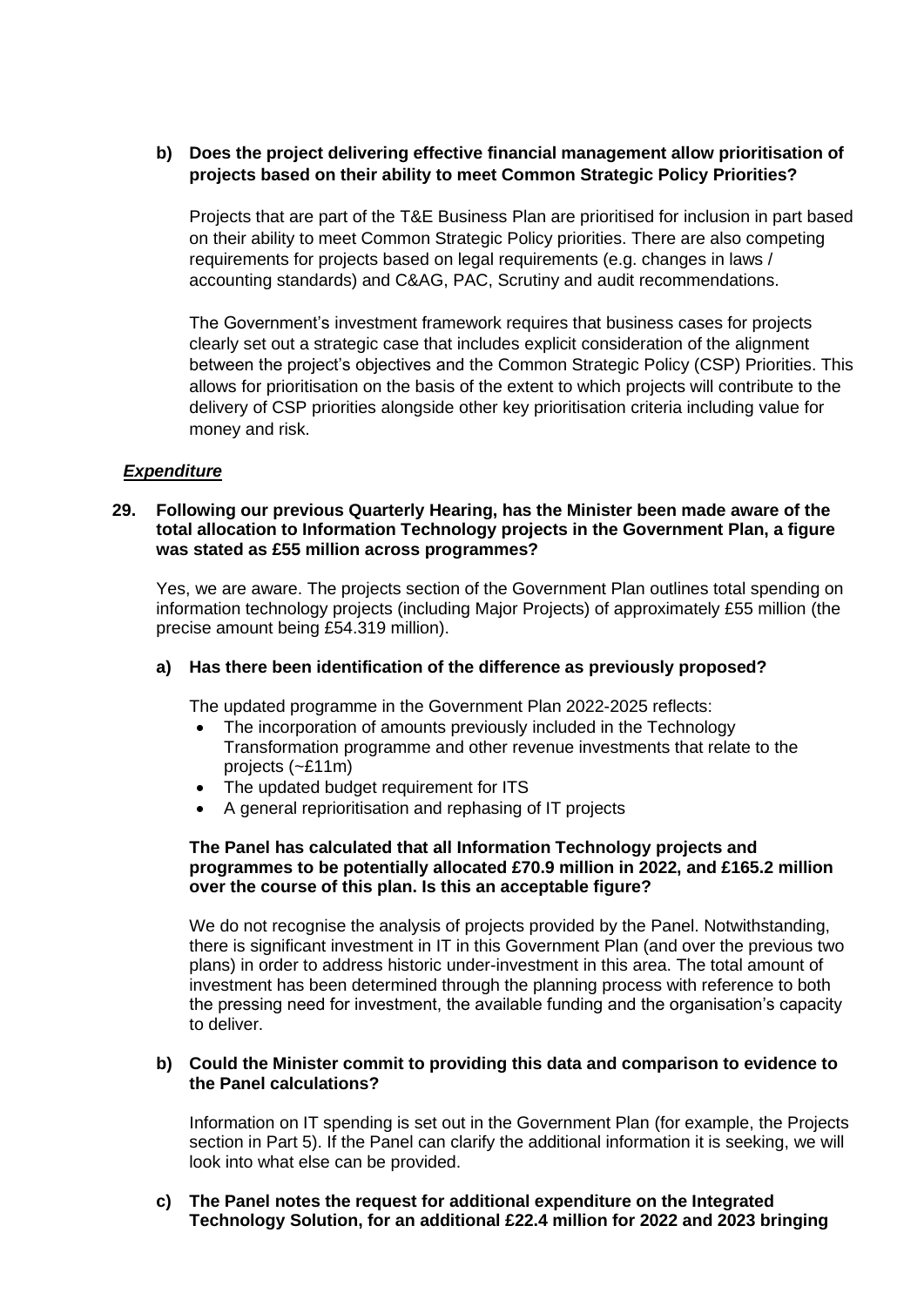**b) Does the project delivering effective financial management allow prioritisation of projects based on their ability to meet Common Strategic Policy Priorities?**

Projects that are part of the T&E Business Plan are prioritised for inclusion in part based on their ability to meet Common Strategic Policy priorities. There are also competing requirements for projects based on legal requirements (e.g. changes in laws / accounting standards) and C&AG, PAC, Scrutiny and audit recommendations.

The Government's investment framework requires that business cases for projects clearly set out a strategic case that includes explicit consideration of the alignment between the project's objectives and the Common Strategic Policy (CSP) Priorities. This allows for prioritisation on the basis of the extent to which projects will contribute to the delivery of CSP priorities alongside other key prioritisation criteria including value for money and risk.

***Expenditure***

**29. Following our previous Quarterly Hearing, has the Minister been made aware of the total allocation to Information Technology projects in the Government Plan, a figure was stated as £55 million across programmes?**

Yes, we are aware. The projects section of the Government Plan outlines total spending on information technology projects (including Major Projects) of approximately £55 million (the precise amount being £54.319 million).

**a) Has there been identification of the difference as previously proposed?**

The updated programme in the Government Plan 2022-2025 reflects:

- The incorporation of amounts previously included in the Technology Transformation programme and other revenue investments that relate to the projects (~£11m)
- The updated budget requirement for ITS
- A general reprioritisation and rephasing of IT projects

**The Panel has calculated that all Information Technology projects and programmes to be potentially allocated £70.9 million in 2022, and £165.2 million over the course of this plan. Is this an acceptable figure?**

We do not recognise the analysis of projects provided by the Panel. Notwithstanding, there is significant investment in IT in this Government Plan (and over the previous two plans) in order to address historic under-investment in this area. The total amount of investment has been determined through the planning process with reference to both the pressing need for investment, the available funding and the organisation's capacity to deliver.

**b) Could the Minister commit to providing this data and comparison to evidence to the Panel calculations?**

Information on IT spending is set out in the Government Plan (for example, the Projects section in Part 5). If the Panel can clarify the additional information it is seeking, we will look into what else can be provided.

**c) The Panel notes the request for additional expenditure on the Integrated Technology Solution, for an additional £22.4 million for 2022 and 2023 bringing**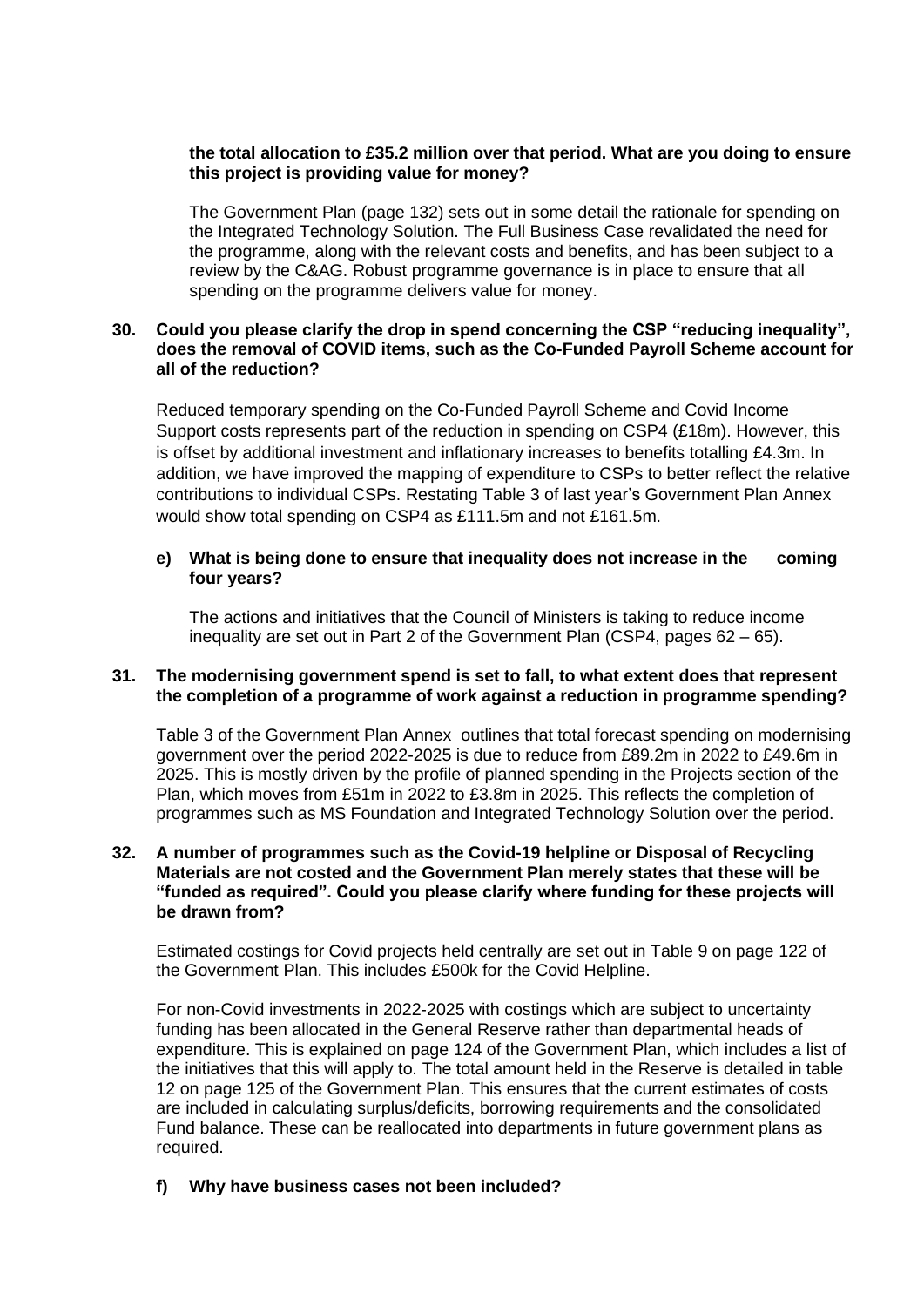**the total allocation to £35.2 million over that period. What are you doing to ensure this project is providing value for money?**

The Government Plan (page 132) sets out in some detail the rationale for spending on the Integrated Technology Solution. The Full Business Case revalidated the need for the programme, along with the relevant costs and benefits, and has been subject to a review by the C&AG. Robust programme governance is in place to ensure that all spending on the programme delivers value for money.

**30. Could you please clarify the drop in spend concerning the CSP "reducing inequality", does the removal of COVID items, such as the Co-Funded Payroll Scheme account for all of the reduction?**

Reduced temporary spending on the Co-Funded Payroll Scheme and Covid Income Support costs represents part of the reduction in spending on CSP4 (£18m). However, this is offset by additional investment and inflationary increases to benefits totalling £4.3m. In addition, we have improved the mapping of expenditure to CSPs to better reflect the relative contributions to individual CSPs. Restating Table 3 of last year's Government Plan Annex would show total spending on CSP4 as £111.5m and not £161.5m.

**e) What is being done to ensure that inequality does not increase in the coming four years?**

The actions and initiatives that the Council of Ministers is taking to reduce income inequality are set out in Part 2 of the Government Plan (CSP4, pages 62 – 65).

**31. The modernising government spend is set to fall, to what extent does that represent the completion of a programme of work against a reduction in programme spending?**

Table 3 of the Government Plan Annex outlines that total forecast spending on modernising government over the period 2022-2025 is due to reduce from £89.2m in 2022 to £49.6m in 2025. This is mostly driven by the profile of planned spending in the Projects section of the Plan, which moves from £51m in 2022 to £3.8m in 2025. This reflects the completion of programmes such as MS Foundation and Integrated Technology Solution over the period.

**32. A number of programmes such as the Covid-19 helpline or Disposal of Recycling Materials are not costed and the Government Plan merely states that these will be "funded as required". Could you please clarify where funding for these projects will be drawn from?**

Estimated costings for Covid projects held centrally are set out in Table 9 on page 122 of the Government Plan. This includes £500k for the Covid Helpline.

For non-Covid investments in 2022-2025 with costings which are subject to uncertainty funding has been allocated in the General Reserve rather than departmental heads of expenditure. This is explained on page 124 of the Government Plan, which includes a list of the initiatives that this will apply to. The total amount held in the Reserve is detailed in table 12 on page 125 of the Government Plan. This ensures that the current estimates of costs are included in calculating surplus/deficits, borrowing requirements and the consolidated Fund balance. These can be reallocated into departments in future government plans as required.

**f) Why have business cases not been included?**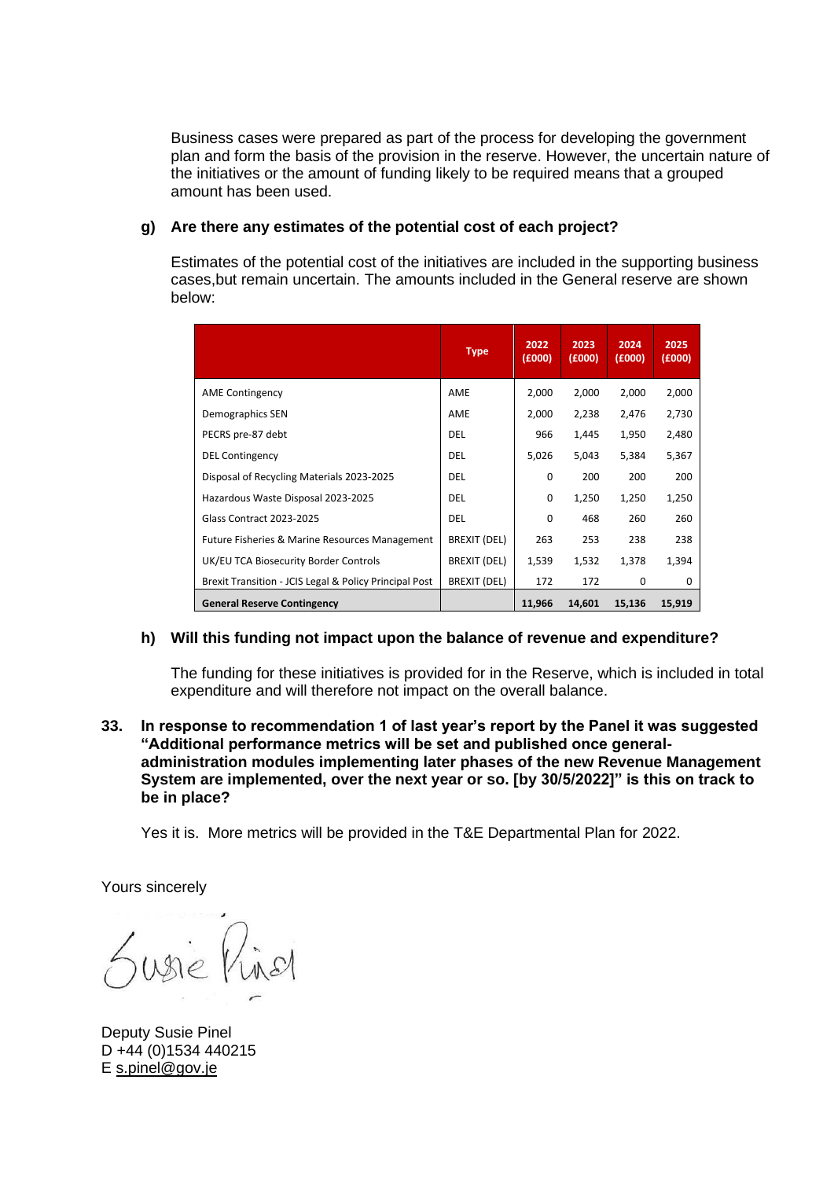Business cases were prepared as part of the process for developing the government plan and form the basis of the provision in the reserve. However, the uncertain nature of the initiatives or the amount of funding likely to be required means that a grouped amount has been used.

**g) Are there any estimates of the potential cost of each project?**

Estimates of the potential cost of the initiatives are included in the supporting business cases,but remain uncertain. The amounts included in the General reserve are shown below:

| | Type | 2022 (£000) | 2023 (£000) | 2024 (£000) | 2025 (£000) |
|---|---|---|---|---|---|
| AME Contingency | AME | 2,000 | 2,000 | 2,000 | 2,000 |
| Demographics SEN | AME | 2,000 | 2,238 | 2,476 | 2,730 |
| PECRS pre-87 debt | DEL | 966 | 1,445 | 1,950 | 2,480 |
| DEL Contingency | DEL | 5,026 | 5,043 | 5,384 | 5,367 |
| Disposal of Recycling Materials 2023-2025 | DEL | 0 | 200 | 200 | 200 |
| Hazardous Waste Disposal 2023-2025 | DEL | 0 | 1,250 | 1,250 | 1,250 |
| Glass Contract 2023-2025 | DEL | 0 | 468 | 260 | 260 |
| Future Fisheries & Marine Resources Management | BREXIT (DEL) | 263 | 253 | 238 | 238 |
| UK/EU TCA Biosecurity Border Controls | BREXIT (DEL) | 1,539 | 1,532 | 1,378 | 1,394 |
| Brexit Transition - JCIS Legal & Policy Principal Post | BREXIT (DEL) | 172 | 172 | 0 | 0 |
| **General Reserve Contingency** | | **11,966** | **14,601** | **15,136** | **15,919** |

**h) Will this funding not impact upon the balance of revenue and expenditure?**

The funding for these initiatives is provided for in the Reserve, which is included in total expenditure and will therefore not impact on the overall balance.

**33. In response to recommendation 1 of last year's report by the Panel it was suggested "Additional performance metrics will be set and published once general-administration modules implementing later phases of the new Revenue Management System are implemented, over the next year or so. [by 30/5/2022]" is this on track to be in place?**

Yes it is. More metrics will be provided in the T&E Departmental Plan for 2022.

Yours sincerely

Deputy Susie Pinel
D +44 (0)1534 440215
E s.pinel@gov.je